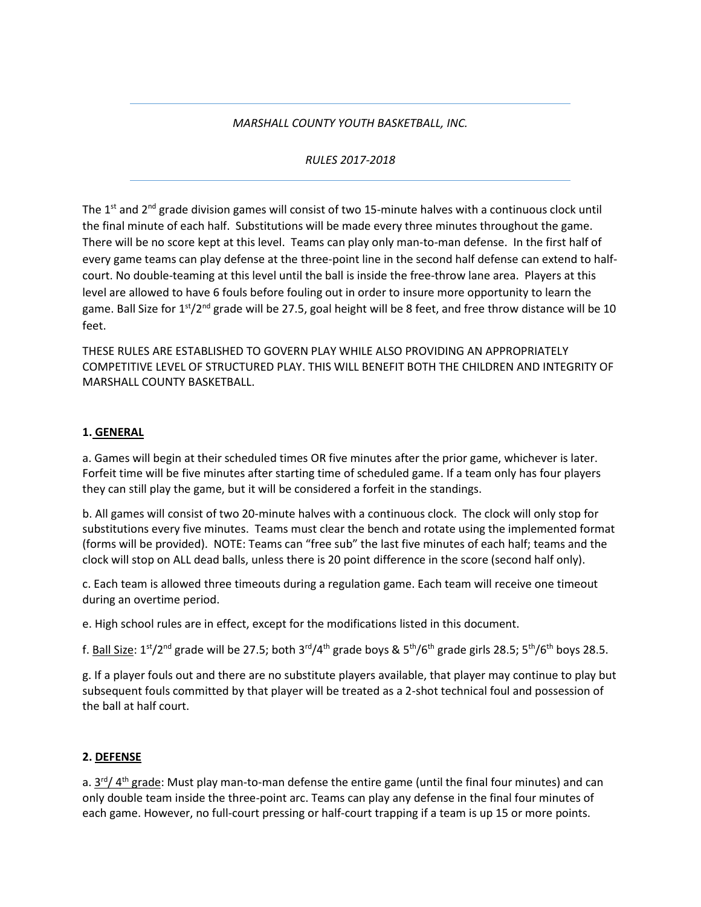*MARSHALL COUNTY YOUTH BASKETBALL, INC.*

*RULES 2017-2018*

The 1st and 2nd grade division games will consist of two 15-minute halves with a continuous clock until the final minute of each half. Substitutions will be made every three minutes throughout the game. There will be no score kept at this level. Teams can play only man-to-man defense. In the first half of every game teams can play defense at the three-point line in the second half defense can extend to half-court. No double-teaming at this level until the ball is inside the free-throw lane area. Players at this level are allowed to have 6 fouls before fouling out in order to insure more opportunity to learn the game. Ball Size for 1st/2nd grade will be 27.5, goal height will be 8 feet, and free throw distance will be 10 feet.

THESE RULES ARE ESTABLISHED TO GOVERN PLAY WHILE ALSO PROVIDING AN APPROPRIATELY COMPETITIVE LEVEL OF STRUCTURED PLAY. THIS WILL BENEFIT BOTH THE CHILDREN AND INTEGRITY OF MARSHALL COUNTY BASKETBALL.

## 1. GENERAL

a. Games will begin at their scheduled times OR five minutes after the prior game, whichever is later. Forfeit time will be five minutes after starting time of scheduled game. If a team only has four players they can still play the game, but it will be considered a forfeit in the standings.

b. All games will consist of two 20-minute halves with a continuous clock. The clock will only stop for substitutions every five minutes. Teams must clear the bench and rotate using the implemented format (forms will be provided). NOTE: Teams can "free sub" the last five minutes of each half; teams and the clock will stop on ALL dead balls, unless there is 20 point difference in the score (second half only).

c. Each team is allowed three timeouts during a regulation game. Each team will receive one timeout during an overtime period.

e. High school rules are in effect, except for the modifications listed in this document.

f. Ball Size: 1st/2nd grade will be 27.5; both 3rd/4th grade boys & 5th/6th grade girls 28.5; 5th/6th boys 28.5.

g. If a player fouls out and there are no substitute players available, that player may continue to play but subsequent fouls committed by that player will be treated as a 2-shot technical foul and possession of the ball at half court.

## 2. DEFENSE

a. 3rd/ 4th grade: Must play man-to-man defense the entire game (until the final four minutes) and can only double team inside the three-point arc. Teams can play any defense in the final four minutes of each game. However, no full-court pressing or half-court trapping if a team is up 15 or more points.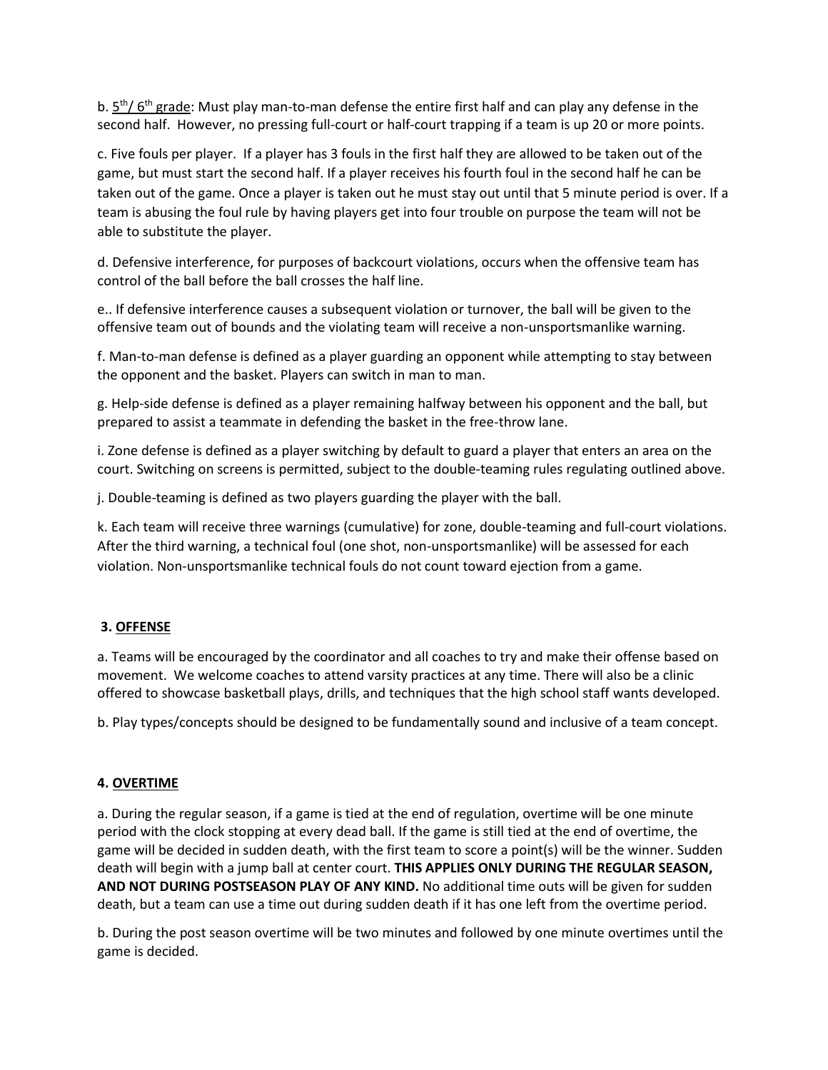b. <u>5th/ 6th grade</u>: Must play man-to-man defense the entire first half and can play any defense in the second half. However, no pressing full-court or half-court trapping if a team is up 20 or more points.

c. Five fouls per player. If a player has 3 fouls in the first half they are allowed to be taken out of the game, but must start the second half. If a player receives his fourth foul in the second half he can be taken out of the game. Once a player is taken out he must stay out until that 5 minute period is over. If a team is abusing the foul rule by having players get into four trouble on purpose the team will not be able to substitute the player.

d. Defensive interference, for purposes of backcourt violations, occurs when the offensive team has control of the ball before the ball crosses the half line.

e.. If defensive interference causes a subsequent violation or turnover, the ball will be given to the offensive team out of bounds and the violating team will receive a non-unsportsmanlike warning.

f. Man-to-man defense is defined as a player guarding an opponent while attempting to stay between the opponent and the basket. Players can switch in man to man.

g. Help-side defense is defined as a player remaining halfway between his opponent and the ball, but prepared to assist a teammate in defending the basket in the free-throw lane.

i. Zone defense is defined as a player switching by default to guard a player that enters an area on the court. Switching on screens is permitted, subject to the double-teaming rules regulating outlined above.

j. Double-teaming is defined as two players guarding the player with the ball.

k. Each team will receive three warnings (cumulative) for zone, double-teaming and full-court violations. After the third warning, a technical foul (one shot, non-unsportsmanlike) will be assessed for each violation. Non-unsportsmanlike technical fouls do not count toward ejection from a game.

**3. <u>OFFENSE</u>**

a. Teams will be encouraged by the coordinator and all coaches to try and make their offense based on movement. We welcome coaches to attend varsity practices at any time. There will also be a clinic offered to showcase basketball plays, drills, and techniques that the high school staff wants developed.

b. Play types/concepts should be designed to be fundamentally sound and inclusive of a team concept.

**4. <u>OVERTIME</u>**

a. During the regular season, if a game is tied at the end of regulation, overtime will be one minute period with the clock stopping at every dead ball. If the game is still tied at the end of overtime, the game will be decided in sudden death, with the first team to score a point(s) will be the winner. Sudden death will begin with a jump ball at center court. **THIS APPLIES ONLY DURING THE REGULAR SEASON, AND NOT DURING POSTSEASON PLAY OF ANY KIND.** No additional time outs will be given for sudden death, but a team can use a time out during sudden death if it has one left from the overtime period.

b. During the post season overtime will be two minutes and followed by one minute overtimes until the game is decided.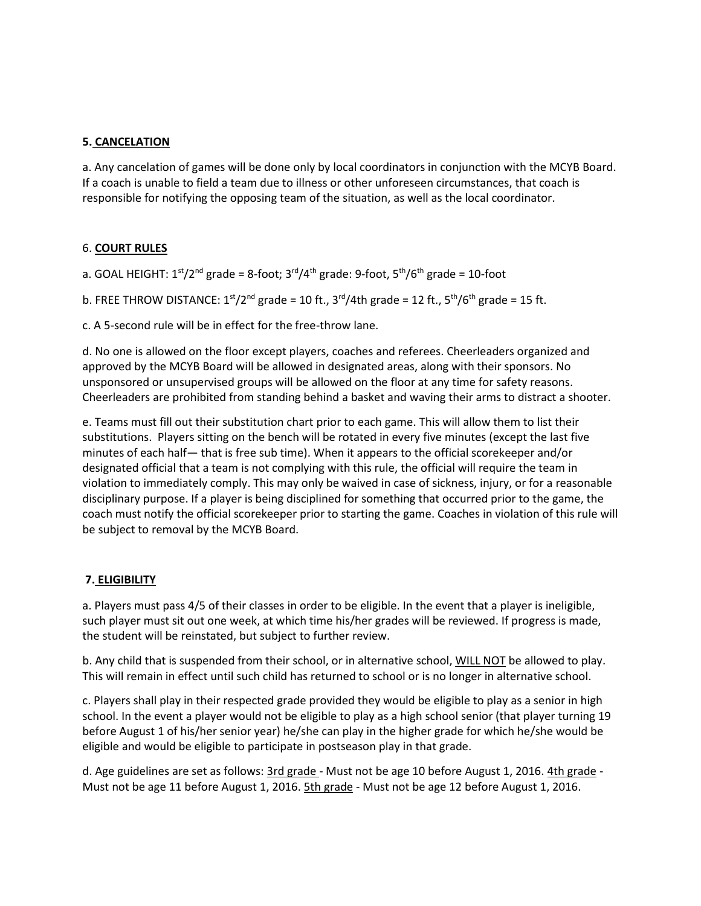## 5. CANCELATION

a. Any cancelation of games will be done only by local coordinators in conjunction with the MCYB Board. If a coach is unable to field a team due to illness or other unforeseen circumstances, that coach is responsible for notifying the opposing team of the situation, as well as the local coordinator.

## 6. COURT RULES

a. GOAL HEIGHT: 1st/2nd grade = 8-foot; 3rd/4th grade: 9-foot, 5th/6th grade = 10-foot

b. FREE THROW DISTANCE: 1st/2nd grade = 10 ft., 3rd/4th grade = 12 ft., 5th/6th grade = 15 ft.

c. A 5-second rule will be in effect for the free-throw lane.

d. No one is allowed on the floor except players, coaches and referees. Cheerleaders organized and approved by the MCYB Board will be allowed in designated areas, along with their sponsors. No unsponsored or unsupervised groups will be allowed on the floor at any time for safety reasons. Cheerleaders are prohibited from standing behind a basket and waving their arms to distract a shooter.

e. Teams must fill out their substitution chart prior to each game. This will allow them to list their substitutions. Players sitting on the bench will be rotated in every five minutes (except the last five minutes of each half— that is free sub time). When it appears to the official scorekeeper and/or designated official that a team is not complying with this rule, the official will require the team in violation to immediately comply. This may only be waived in case of sickness, injury, or for a reasonable disciplinary purpose. If a player is being disciplined for something that occurred prior to the game, the coach must notify the official scorekeeper prior to starting the game. Coaches in violation of this rule will be subject to removal by the MCYB Board.

## 7. ELIGIBILITY

a. Players must pass 4/5 of their classes in order to be eligible. In the event that a player is ineligible, such player must sit out one week, at which time his/her grades will be reviewed. If progress is made, the student will be reinstated, but subject to further review.

b. Any child that is suspended from their school, or in alternative school, WILL NOT be allowed to play. This will remain in effect until such child has returned to school or is no longer in alternative school.

c. Players shall play in their respected grade provided they would be eligible to play as a senior in high school. In the event a player would not be eligible to play as a high school senior (that player turning 19 before August 1 of his/her senior year) he/she can play in the higher grade for which he/she would be eligible and would be eligible to participate in postseason play in that grade.

d. Age guidelines are set as follows: 3rd grade - Must not be age 10 before August 1, 2016. 4th grade - Must not be age 11 before August 1, 2016. 5th grade - Must not be age 12 before August 1, 2016.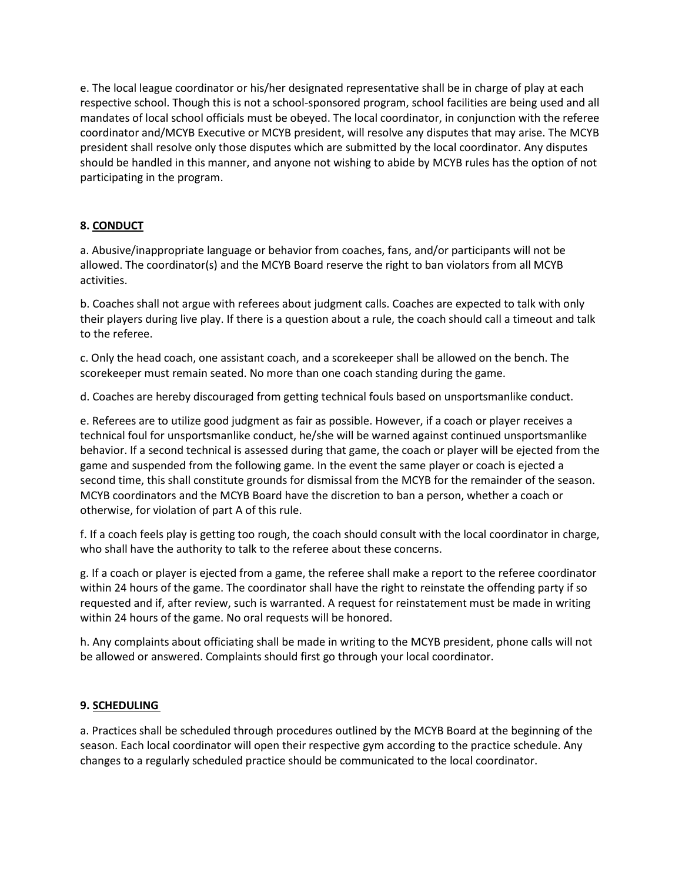e. The local league coordinator or his/her designated representative shall be in charge of play at each respective school. Though this is not a school-sponsored program, school facilities are being used and all mandates of local school officials must be obeyed. The local coordinator, in conjunction with the referee coordinator and/MCYB Executive or MCYB president, will resolve any disputes that may arise. The MCYB president shall resolve only those disputes which are submitted by the local coordinator. Any disputes should be handled in this manner, and anyone not wishing to abide by MCYB rules has the option of not participating in the program.

**8. CONDUCT**

a. Abusive/inappropriate language or behavior from coaches, fans, and/or participants will not be allowed. The coordinator(s) and the MCYB Board reserve the right to ban violators from all MCYB activities.

b. Coaches shall not argue with referees about judgment calls. Coaches are expected to talk with only their players during live play. If there is a question about a rule, the coach should call a timeout and talk to the referee.

c. Only the head coach, one assistant coach, and a scorekeeper shall be allowed on the bench. The scorekeeper must remain seated. No more than one coach standing during the game.

d. Coaches are hereby discouraged from getting technical fouls based on unsportsmanlike conduct.

e. Referees are to utilize good judgment as fair as possible. However, if a coach or player receives a technical foul for unsportsmanlike conduct, he/she will be warned against continued unsportsmanlike behavior. If a second technical is assessed during that game, the coach or player will be ejected from the game and suspended from the following game. In the event the same player or coach is ejected a second time, this shall constitute grounds for dismissal from the MCYB for the remainder of the season. MCYB coordinators and the MCYB Board have the discretion to ban a person, whether a coach or otherwise, for violation of part A of this rule.

f. If a coach feels play is getting too rough, the coach should consult with the local coordinator in charge, who shall have the authority to talk to the referee about these concerns.

g. If a coach or player is ejected from a game, the referee shall make a report to the referee coordinator within 24 hours of the game. The coordinator shall have the right to reinstate the offending party if so requested and if, after review, such is warranted. A request for reinstatement must be made in writing within 24 hours of the game. No oral requests will be honored.

h. Any complaints about officiating shall be made in writing to the MCYB president, phone calls will not be allowed or answered. Complaints should first go through your local coordinator.

**9. SCHEDULING**

a. Practices shall be scheduled through procedures outlined by the MCYB Board at the beginning of the season. Each local coordinator will open their respective gym according to the practice schedule. Any changes to a regularly scheduled practice should be communicated to the local coordinator.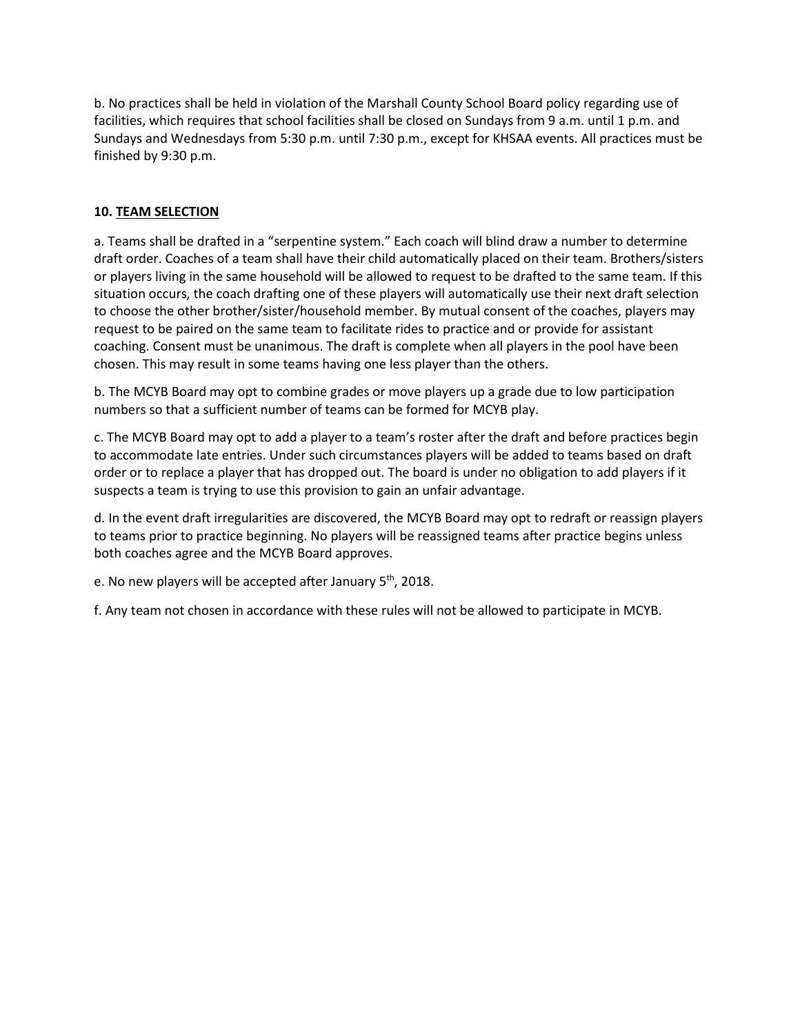b. No practices shall be held in violation of the Marshall County School Board policy regarding use of facilities, which requires that school facilities shall be closed on Sundays from 9 a.m. until 1 p.m. and Sundays and Wednesdays from 5:30 p.m. until 7:30 p.m., except for KHSAA events. All practices must be finished by 9:30 p.m.

**10. <u>TEAM SELECTION</u>**

a. Teams shall be drafted in a "serpentine system." Each coach will blind draw a number to determine draft order. Coaches of a team shall have their child automatically placed on their team. Brothers/sisters or players living in the same household will be allowed to request to be drafted to the same team. If this situation occurs, the coach drafting one of these players will automatically use their next draft selection to choose the other brother/sister/household member. By mutual consent of the coaches, players may request to be paired on the same team to facilitate rides to practice and or provide for assistant coaching. Consent must be unanimous. The draft is complete when all players in the pool have been chosen. This may result in some teams having one less player than the others.

b. The MCYB Board may opt to combine grades or move players up a grade due to low participation numbers so that a sufficient number of teams can be formed for MCYB play.

c. The MCYB Board may opt to add a player to a team's roster after the draft and before practices begin to accommodate late entries. Under such circumstances players will be added to teams based on draft order or to replace a player that has dropped out. The board is under no obligation to add players if it suspects a team is trying to use this provision to gain an unfair advantage.

d. In the event draft irregularities are discovered, the MCYB Board may opt to redraft or reassign players to teams prior to practice beginning. No players will be reassigned teams after practice begins unless both coaches agree and the MCYB Board approves.

e. No new players will be accepted after January 5th, 2018.

f. Any team not chosen in accordance with these rules will not be allowed to participate in MCYB.